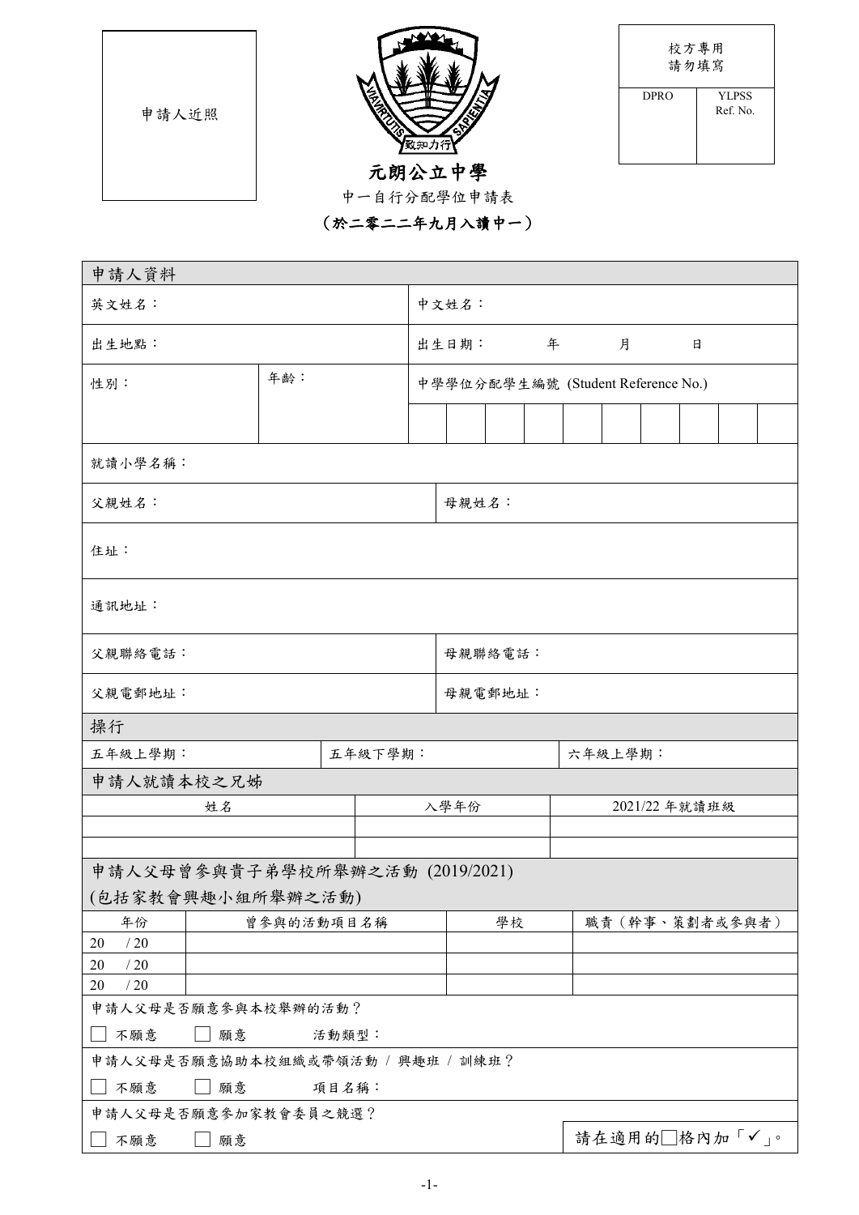申請人近照

| 校方專用 請勿填寫 | |
|---|---|
| DPRO | YLPSS Ref. No. |
| | |

# 元朗公立中學

中一自行分配學位申請表

**（於二零二二年九月入讀中一）**

| 申請人資料 | | | |
|---|---|---|---|
| 英文姓名： | | 中文姓名： | |
| 出生地點： | | 出生日期： 年 月 日 | |
| 性別： | 年齡： | 中學學位分配學生編號 (Student Reference No.) | |
| 就讀小學名稱： | | | |
| 父親姓名： | | 母親姓名： | |
| 住址： | | | |
| 通訊地址： | | | |
| 父親聯絡電話： | | 母親聯絡電話： | |
| 父親電郵地址： | | 母親電郵地址： | |

| 操行 | | |
|---|---|---|
| 五年級上學期： | 五年級下學期： | 六年級上學期： |

| 申請人就讀本校之兄姊 | | |
|---|---|---|
| 姓名 | 入學年份 | 2021/22 年就讀班級 |
| | | |
| | | |

| 申請人父母曾參與貴子弟學校所舉辦之活動 (2019/2021) (包括家教會興趣小組所舉辦之活動) | | | |
|---|---|---|---|
| 年份 | 曾參與的活動項目名稱 | 學校 | 職責（幹事、策劃者或參與者） |
| 20 / 20 | | | |
| 20 / 20 | | | |
| 20 / 20 | | | |

申請人父母是否願意參與本校舉辦的活動？

☐ 不願意 ☐ 願意 活動類型：

申請人父母是否願意協助本校組織或帶領活動 / 興趣班 / 訓練班？

☐ 不願意 ☐ 願意 項目名稱：

申請人父母是否願意參加家教會委員之競選？

☐ 不願意 ☐ 願意

請在適用的☐格內加「✓」。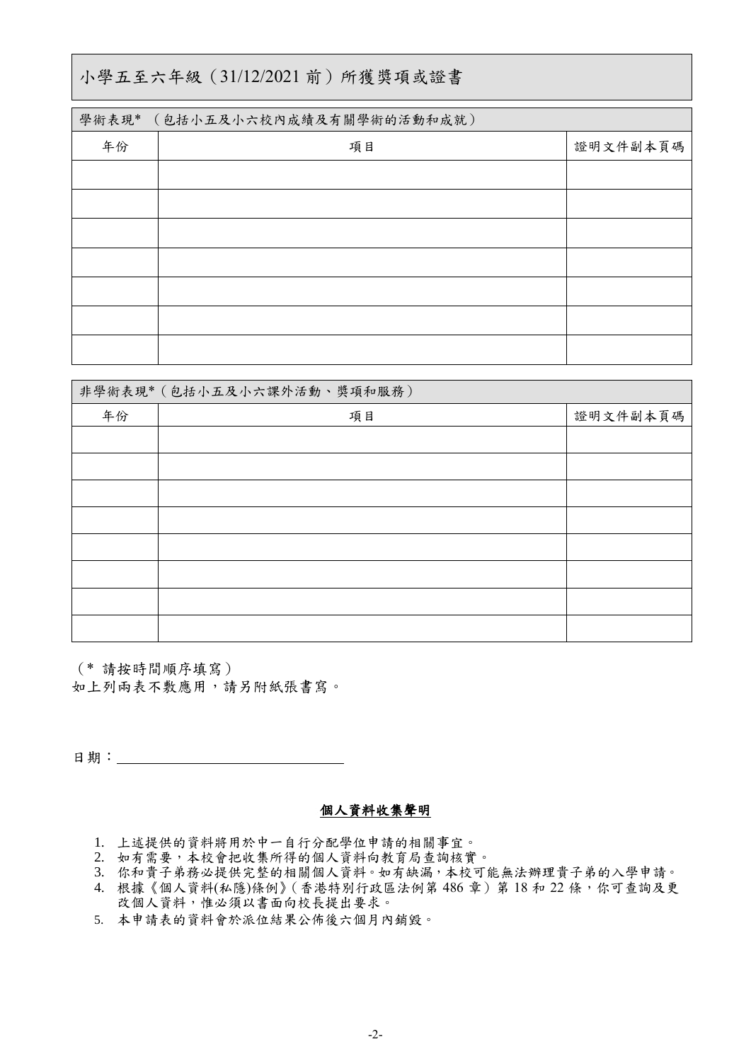## 小學五至六年級（31/12/2021 前）所獲獎項或證書

| 學術表現*（包括小五及小六校內成績及有關學術的活動和成就） | | |
|---|---|---|
| 年份 | 項目 | 證明文件副本頁碼 |
| | | |
| | | |
| | | |
| | | |
| | | |
| | | |
| | | |

| 非學術表現*（包括小五及小六課外活動、獎項和服務） | | |
|---|---|---|
| 年份 | 項目 | 證明文件副本頁碼 |
| | | |
| | | |
| | | |
| | | |
| | | |
| | | |
| | | |
| | | |

（* 請按時間順序填寫）
如上列兩表不敷應用，請另附紙張書寫。

日期：______________________________

**個人資料收集聲明**

1. 上述提供的資料將用於中一自行分配學位申請的相關事宜。
2. 如有需要，本校會把收集所得的個人資料向教育局查詢核實。
3. 你和貴子弟務必提供完整的相關個人資料。如有缺漏，本校可能無法辦理貴子弟的入學申請。
4. 根據《個人資料(私隱)條例》(香港特別行政區法例第 486 章）第 18 和 22 條，你可查詢及更改個人資料，惟必須以書面向校長提出要求。
5. 本申請表的資料會於派位結果公佈後六個月內銷毀。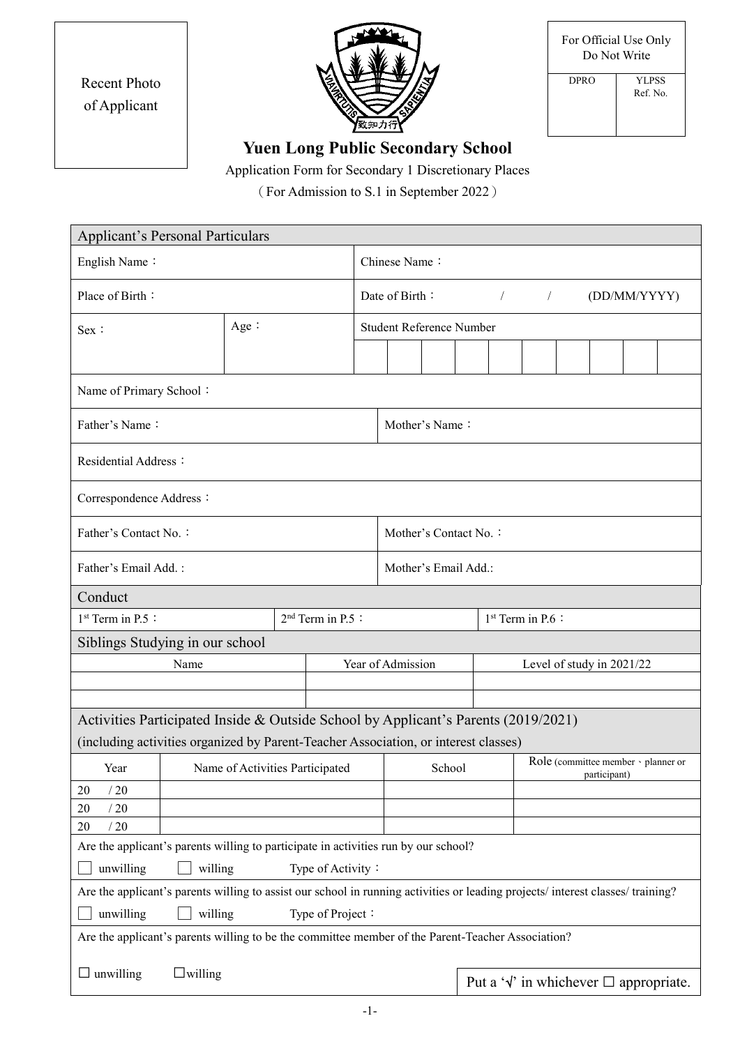| Recent Photo of Applicant |
|---|

| For Official Use Only Do Not Write | |
|---|---|
| DPRO | YLPSS Ref. No. |

# Yuen Long Public Secondary School

Application Form for Secondary 1 Discretionary Places

（For Admission to S.1 in September 2022）

| Applicant's Personal Particulars | | | | | | | | | | | |
|---|---|---|---|---|---|---|---|---|---|---|---|
| English Name： | | Chinese Name： | | | | | | | | | |
| Place of Birth： | | Date of Birth： / / (DD/MM/YYYY) | | | | | | | | | |
| Sex： | Age： | Student Reference Number | | | | | | | | | |
| | | | | | | | | | | | |
| Name of Primary School： | | | | | | | | | | | |

| | |
|---|---|
| Father's Name： | Mother's Name： |
| Residential Address： | |
| Correspondence Address： | |
| Father's Contact No.： | Mother's Contact No.： |
| Father's Email Add. : | Mother's Email Add.: |

| Conduct | | |
|---|---|---|
| 1st Term in P.5： | 2nd Term in P.5： | 1st Term in P.6： |

| Siblings Studying in our school | | |
|---|---|---|
| Name | Year of Admission | Level of study in 2021/22 |
| | | |
| | | |

**Activities Participated Inside & Outside School by Applicant's Parents (2019/2021)**
(including activities organized by Parent-Teacher Association, or interest classes)

| Year | Name of Activities Participated | School | Role (committee member、planner or participant) |
|---|---|---|---|
| 20 / 20 | | | |
| 20 / 20 | | | |
| 20 / 20 | | | |

Are the applicant's parents willing to participate in activities run by our school?

☐ unwilling ☐ willing Type of Activity：

Are the applicant's parents willing to assist our school in running activities or leading projects/ interest classes/ training?

☐ unwilling ☐ willing Type of Project：

Are the applicant's parents willing to be the committee member of the Parent-Teacher Association?

☐ unwilling ☐willing

Put a '√' in whichever ☐ appropriate.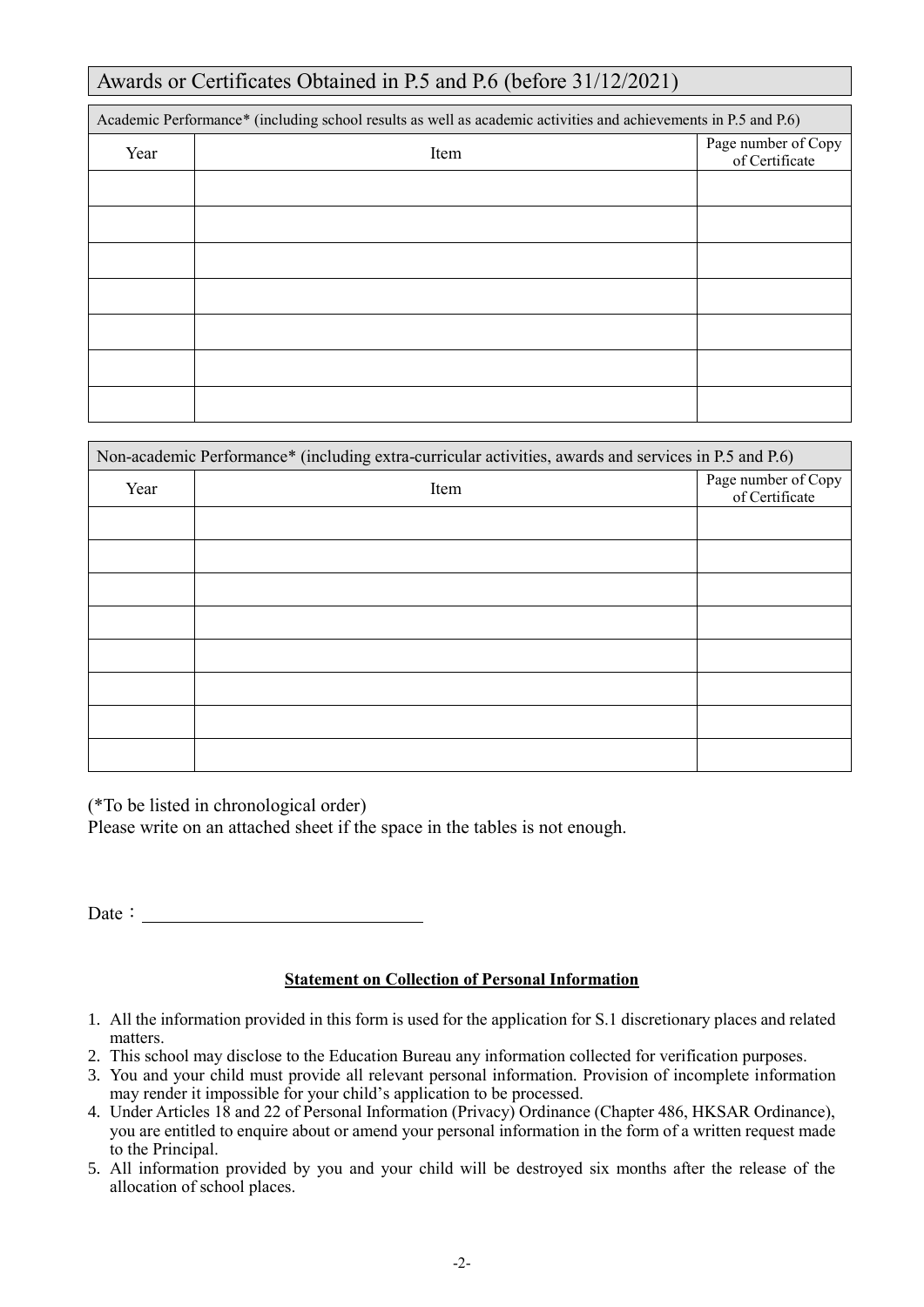## Awards or Certificates Obtained in P.5 and P.6 (before 31/12/2021)

| Academic Performance* (including school results as well as academic activities and achievements in P.5 and P.6) | | |
|---|---|---|
| Year | Item | Page number of Copy of Certificate |
| | | |
| | | |
| | | |
| | | |
| | | |
| | | |
| | | |

| Non-academic Performance* (including extra-curricular activities, awards and services in P.5 and P.6) | | |
|---|---|---|
| Year | Item | Page number of Copy of Certificate |
| | | |
| | | |
| | | |
| | | |
| | | |
| | | |
| | | |
| | | |

(*To be listed in chronological order)

Please write on an attached sheet if the space in the tables is not enough.

Date：______________________________

**Statement on Collection of Personal Information**

1. All the information provided in this form is used for the application for S.1 discretionary places and related matters.
2. This school may disclose to the Education Bureau any information collected for verification purposes.
3. You and your child must provide all relevant personal information. Provision of incomplete information may render it impossible for your child's application to be processed.
4. Under Articles 18 and 22 of Personal Information (Privacy) Ordinance (Chapter 486, HKSAR Ordinance), you are entitled to enquire about or amend your personal information in the form of a written request made to the Principal.
5. All information provided by you and your child will be destroyed six months after the release of the allocation of school places.